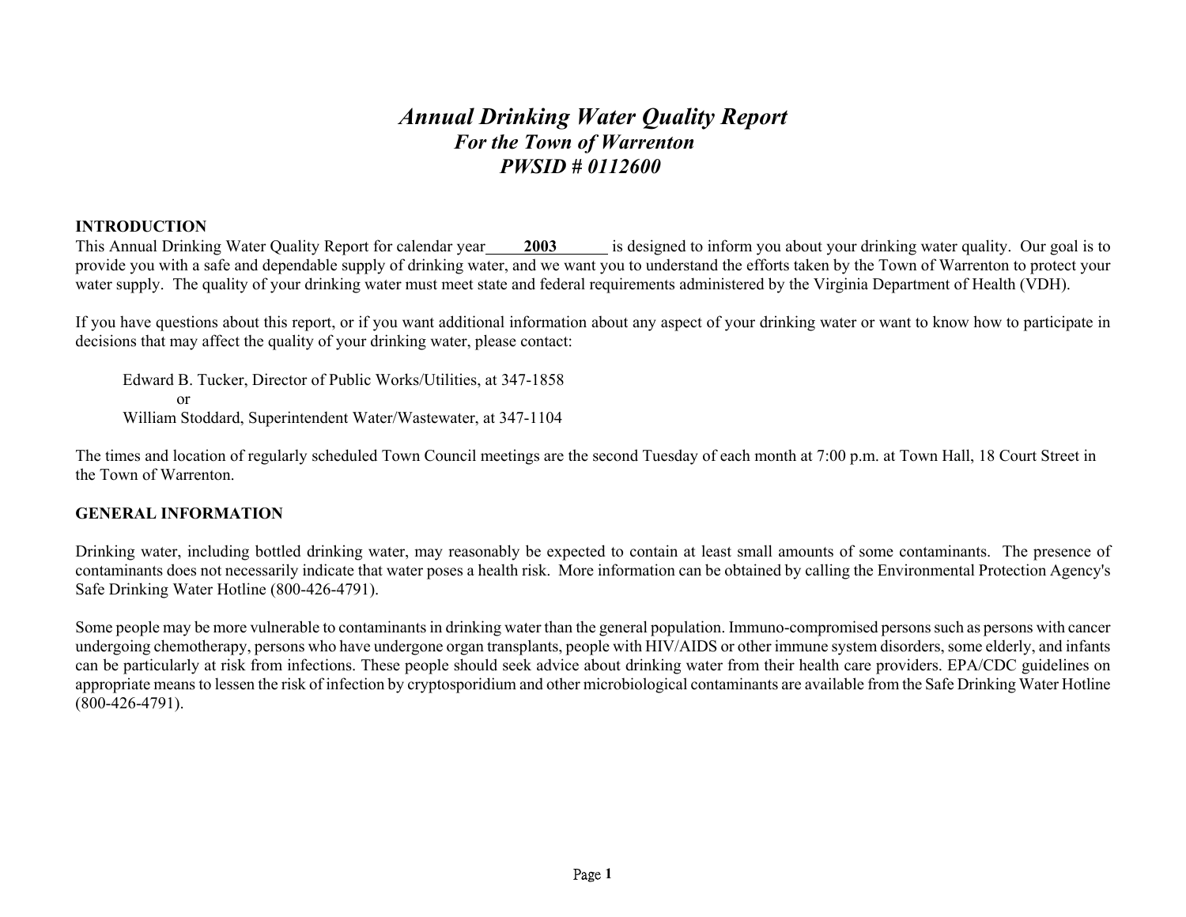# *Annual Drinking Water Quality Report*

## *For the Town of Warrenton*

## *PWSID # 0112600*

**INTRODUCTION**

This Annual Drinking Water Quality Report for calendar year **2003** is designed to inform you about your drinking water quality. Our goal is to provide you with a safe and dependable supply of drinking water, and we want you to understand the efforts taken by the Town of Warrenton to protect your water supply. The quality of your drinking water must meet state and federal requirements administered by the Virginia Department of Health (VDH).

If you have questions about this report, or if you want additional information about any aspect of your drinking water or want to know how to participate in decisions that may affect the quality of your drinking water, please contact:

Edward B. Tucker, Director of Public Works/Utilities, at 347-1858
or
William Stoddard, Superintendent Water/Wastewater, at 347-1104

The times and location of regularly scheduled Town Council meetings are the second Tuesday of each month at 7:00 p.m. at Town Hall, 18 Court Street in the Town of Warrenton.

**GENERAL INFORMATION**

Drinking water, including bottled drinking water, may reasonably be expected to contain at least small amounts of some contaminants. The presence of contaminants does not necessarily indicate that water poses a health risk. More information can be obtained by calling the Environmental Protection Agency's Safe Drinking Water Hotline (800-426-4791).

Some people may be more vulnerable to contaminants in drinking water than the general population. Immuno-compromised persons such as persons with cancer undergoing chemotherapy, persons who have undergone organ transplants, people with HIV/AIDS or other immune system disorders, some elderly, and infants can be particularly at risk from infections. These people should seek advice about drinking water from their health care providers. EPA/CDC guidelines on appropriate means to lessen the risk of infection by cryptosporidium and other microbiological contaminants are available from the Safe Drinking Water Hotline (800-426-4791).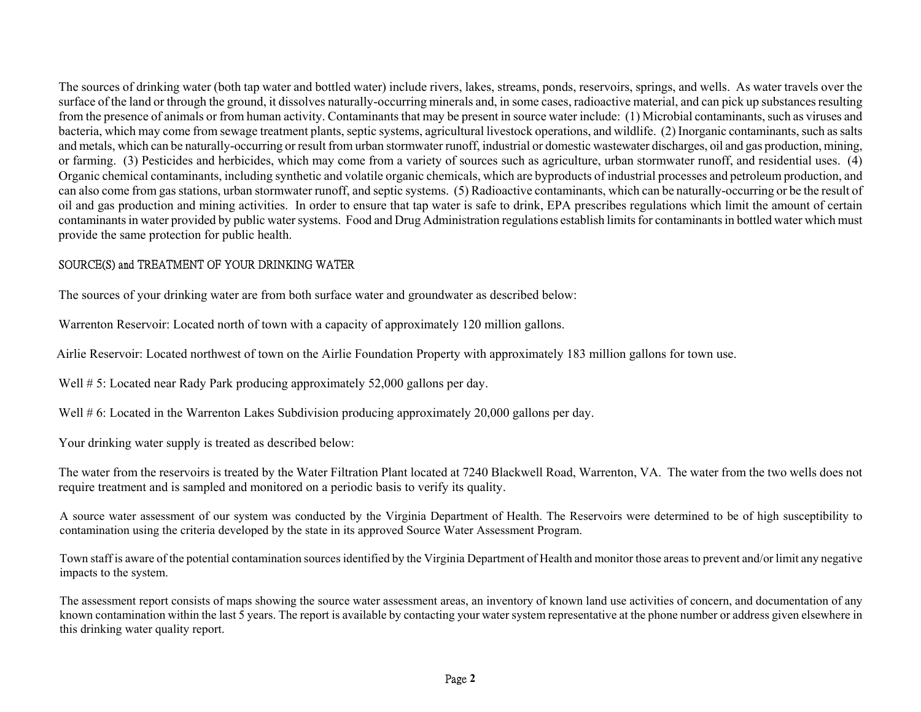The sources of drinking water (both tap water and bottled water) include rivers, lakes, streams, ponds, reservoirs, springs, and wells. As water travels over the surface of the land or through the ground, it dissolves naturally-occurring minerals and, in some cases, radioactive material, and can pick up substances resulting from the presence of animals or from human activity. Contaminants that may be present in source water include: (1) Microbial contaminants, such as viruses and bacteria, which may come from sewage treatment plants, septic systems, agricultural livestock operations, and wildlife. (2) Inorganic contaminants, such as salts and metals, which can be naturally-occurring or result from urban stormwater runoff, industrial or domestic wastewater discharges, oil and gas production, mining, or farming. (3) Pesticides and herbicides, which may come from a variety of sources such as agriculture, urban stormwater runoff, and residential uses. (4) Organic chemical contaminants, including synthetic and volatile organic chemicals, which are byproducts of industrial processes and petroleum production, and can also come from gas stations, urban stormwater runoff, and septic systems. (5) Radioactive contaminants, which can be naturally-occurring or be the result of oil and gas production and mining activities. In order to ensure that tap water is safe to drink, EPA prescribes regulations which limit the amount of certain contaminants in water provided by public water systems. Food and Drug Administration regulations establish limits for contaminants in bottled water which must provide the same protection for public health.

## SOURCE(S) and TREATMENT OF YOUR DRINKING WATER

The sources of your drinking water are from both surface water and groundwater as described below:

Warrenton Reservoir: Located north of town with a capacity of approximately 120 million gallons.

Airlie Reservoir: Located northwest of town on the Airlie Foundation Property with approximately 183 million gallons for town use.

Well # 5: Located near Rady Park producing approximately 52,000 gallons per day.

Well # 6: Located in the Warrenton Lakes Subdivision producing approximately 20,000 gallons per day.

Your drinking water supply is treated as described below:

The water from the reservoirs is treated by the Water Filtration Plant located at 7240 Blackwell Road, Warrenton, VA. The water from the two wells does not require treatment and is sampled and monitored on a periodic basis to verify its quality.

A source water assessment of our system was conducted by the Virginia Department of Health. The Reservoirs were determined to be of high susceptibility to contamination using the criteria developed by the state in its approved Source Water Assessment Program.

Town staff is aware of the potential contamination sources identified by the Virginia Department of Health and monitor those areas to prevent and/or limit any negative impacts to the system.

The assessment report consists of maps showing the source water assessment areas, an inventory of known land use activities of concern, and documentation of any known contamination within the last 5 years. The report is available by contacting your water system representative at the phone number or address given elsewhere in this drinking water quality report.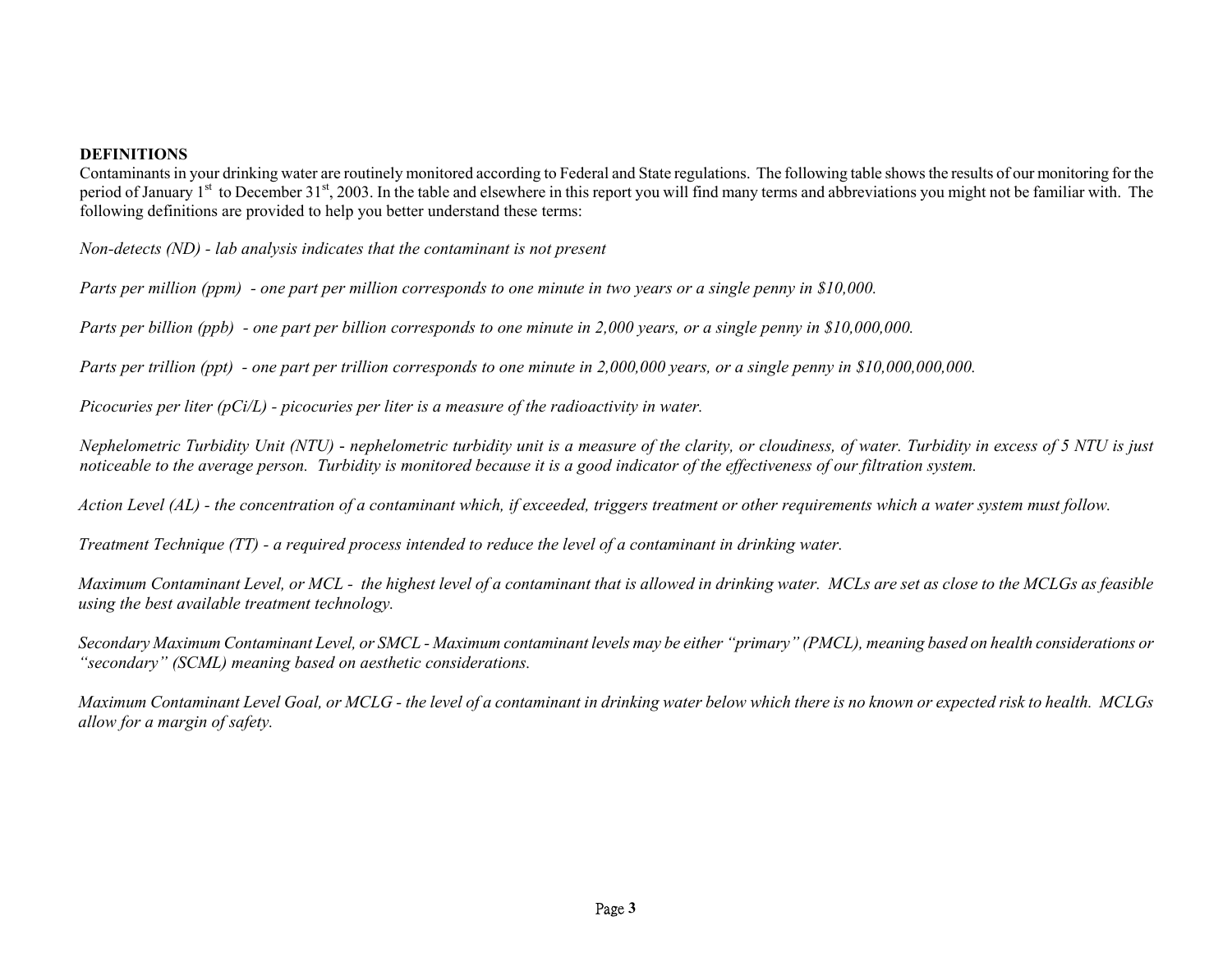**DEFINITIONS**

Contaminants in your drinking water are routinely monitored according to Federal and State regulations. The following table shows the results of our monitoring for the period of January 1st to December 31st, 2003. In the table and elsewhere in this report you will find many terms and abbreviations you might not be familiar with. The following definitions are provided to help you better understand these terms:

*Non-detects (ND) - lab analysis indicates that the contaminant is not present*

*Parts per million (ppm) - one part per million corresponds to one minute in two years or a single penny in $10,000.*

*Parts per billion (ppb) - one part per billion corresponds to one minute in 2,000 years, or a single penny in $10,000,000.*

*Parts per trillion (ppt) - one part per trillion corresponds to one minute in 2,000,000 years, or a single penny in $10,000,000,000.*

*Picocuries per liter (pCi/L) - picocuries per liter is a measure of the radioactivity in water.*

*Nephelometric Turbidity Unit (NTU) - nephelometric turbidity unit is a measure of the clarity, or cloudiness, of water. Turbidity in excess of 5 NTU is just noticeable to the average person. Turbidity is monitored because it is a good indicator of the effectiveness of our filtration system.*

*Action Level (AL) - the concentration of a contaminant which, if exceeded, triggers treatment or other requirements which a water system must follow.*

*Treatment Technique (TT) - a required process intended to reduce the level of a contaminant in drinking water.*

*Maximum Contaminant Level, or MCL - the highest level of a contaminant that is allowed in drinking water. MCLs are set as close to the MCLGs as feasible using the best available treatment technology.*

*Secondary Maximum Contaminant Level, or SMCL - Maximum contaminant levels may be either "primary" (PMCL), meaning based on health considerations or "secondary" (SCML) meaning based on aesthetic considerations.*

*Maximum Contaminant Level Goal, or MCLG - the level of a contaminant in drinking water below which there is no known or expected risk to health. MCLGs allow for a margin of safety.*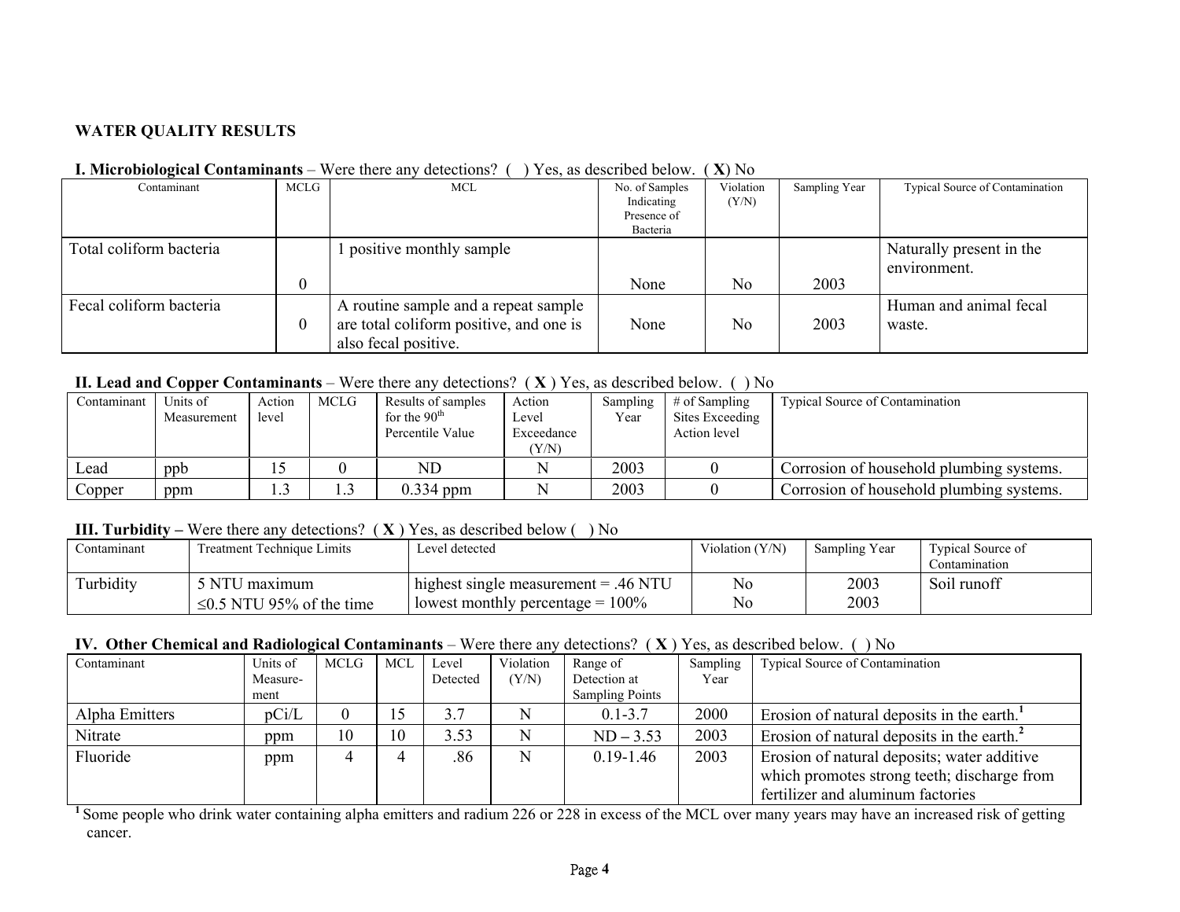**WATER QUALITY RESULTS**

**I. Microbiological Contaminants** – Were there any detections? ( ) Yes, as described below. ( **X**) No

| Contaminant | MCLG | MCL | No. of Samples Indicating Presence of Bacteria | Violation (Y/N) | Sampling Year | Typical Source of Contamination |
|---|---|---|---|---|---|---|
| Total coliform bacteria | 0 | 1 positive monthly sample | None | No | 2003 | Naturally present in the environment. |
| Fecal coliform bacteria | 0 | A routine sample and a repeat sample are total coliform positive, and one is also fecal positive. | None | No | 2003 | Human and animal fecal waste. |

**II. Lead and Copper Contaminants** – Were there any detections? ( **X** ) Yes, as described below. ( ) No

| Contaminant | Units of Measurement | Action level | MCLG | Results of samples for the 90th Percentile Value | Action Level Exceedance (Y/N) | Sampling Year | # of Sampling Sites Exceeding Action level | Typical Source of Contamination |
|---|---|---|---|---|---|---|---|---|
| Lead | ppb | 15 | 0 | ND | N | 2003 | 0 | Corrosion of household plumbing systems. |
| Copper | ppm | 1.3 | 1.3 | 0.334 ppm | N | 2003 | 0 | Corrosion of household plumbing systems. |

**III. Turbidity –** Were there any detections? ( **X** ) Yes, as described below ( ) No

| Contaminant | Treatment Technique Limits | Level detected | Violation (Y/N) | Sampling Year | Typical Source of Contamination |
|---|---|---|---|---|---|
| Turbidity | 5 NTU maximum<br>≤0.5 NTU 95% of the time | highest single measurement = .46 NTU<br>lowest monthly percentage = 100% | No<br>No | 2003<br>2003 | Soil runoff |

**IV. Other Chemical and Radiological Contaminants** – Were there any detections? ( **X** ) Yes, as described below. ( ) No

| Contaminant | Units of Measure-ment | MCLG | MCL | Level Detected | Violation (Y/N) | Range of Detection at Sampling Points | Sampling Year | Typical Source of Contamination |
|---|---|---|---|---|---|---|---|---|
| Alpha Emitters | pCi/L | 0 | 15 | 3.7 | N | 0.1-3.7 | 2000 | Erosion of natural deposits in the earth.[1] |
| Nitrate | ppm | 10 | 10 | 3.53 | N | ND – 3.53 | 2003 | Erosion of natural deposits in the earth.[2] |
| Fluoride | ppm | 4 | 4 | .86 | N | 0.19-1.46 | 2003 | Erosion of natural deposits; water additive which promotes strong teeth; discharge from fertilizer and aluminum factories |

[1] Some people who drink water containing alpha emitters and radium 226 or 228 in excess of the MCL over many years may have an increased risk of getting cancer.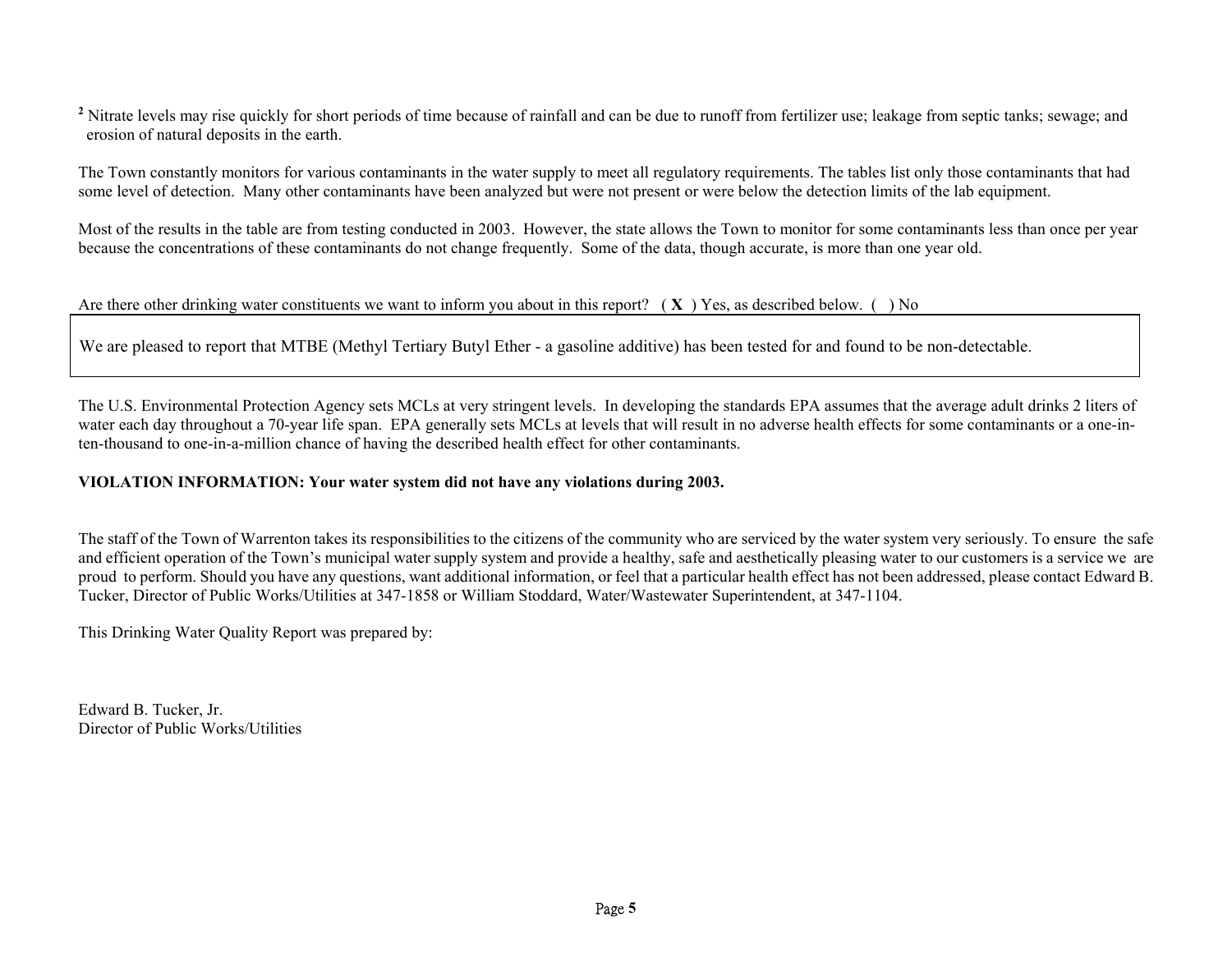[2] Nitrate levels may rise quickly for short periods of time because of rainfall and can be due to runoff from fertilizer use; leakage from septic tanks; sewage; and erosion of natural deposits in the earth.

The Town constantly monitors for various contaminants in the water supply to meet all regulatory requirements. The tables list only those contaminants that had some level of detection. Many other contaminants have been analyzed but were not present or were below the detection limits of the lab equipment.

Most of the results in the table are from testing conducted in 2003. However, the state allows the Town to monitor for some contaminants less than once per year because the concentrations of these contaminants do not change frequently. Some of the data, though accurate, is more than one year old.

Are there other drinking water constituents we want to inform you about in this report? ( **X** ) Yes, as described below. ( ) No

We are pleased to report that MTBE (Methyl Tertiary Butyl Ether - a gasoline additive) has been tested for and found to be non-detectable.

The U.S. Environmental Protection Agency sets MCLs at very stringent levels. In developing the standards EPA assumes that the average adult drinks 2 liters of water each day throughout a 70-year life span. EPA generally sets MCLs at levels that will result in no adverse health effects for some contaminants or a one-in-ten-thousand to one-in-a-million chance of having the described health effect for other contaminants.

**VIOLATION INFORMATION: Your water system did not have any violations during 2003.**

The staff of the Town of Warrenton takes its responsibilities to the citizens of the community who are serviced by the water system very seriously. To ensure the safe and efficient operation of the Town's municipal water supply system and provide a healthy, safe and aesthetically pleasing water to our customers is a service we are proud to perform. Should you have any questions, want additional information, or feel that a particular health effect has not been addressed, please contact Edward B. Tucker, Director of Public Works/Utilities at 347-1858 or William Stoddard, Water/Wastewater Superintendent, at 347-1104.

This Drinking Water Quality Report was prepared by:

Edward B. Tucker, Jr.
Director of Public Works/Utilities